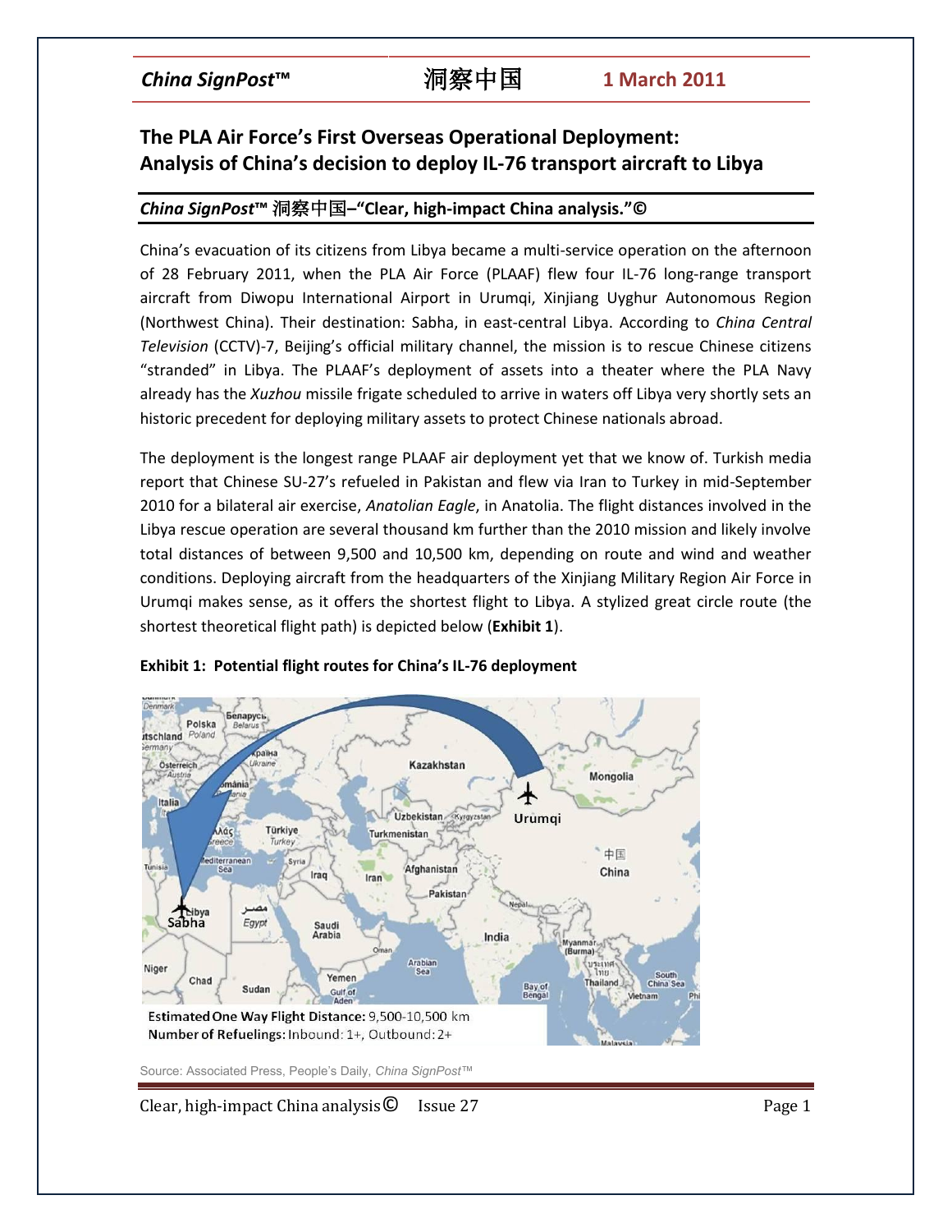# The PLA Air Force's First Overseas Operational Deployment: Analysis of China's decision to deploy IL-76 transport aircraft to Libya

***China SignPost*™ 洞察中国–"Clear, high-impact China analysis."©**

China's evacuation of its citizens from Libya became a multi-service operation on the afternoon of 28 February 2011, when the PLA Air Force (PLAAF) flew four IL-76 long-range transport aircraft from Diwopu International Airport in Urumqi, Xinjiang Uyghur Autonomous Region (Northwest China). Their destination: Sabha, in east-central Libya. According to *China Central Television* (CCTV)-7, Beijing's official military channel, the mission is to rescue Chinese citizens "stranded" in Libya. The PLAAF's deployment of assets into a theater where the PLA Navy already has the *Xuzhou* missile frigate scheduled to arrive in waters off Libya very shortly sets an historic precedent for deploying military assets to protect Chinese nationals abroad.

The deployment is the longest range PLAAF air deployment yet that we know of. Turkish media report that Chinese SU-27's refueled in Pakistan and flew via Iran to Turkey in mid-September 2010 for a bilateral air exercise, *Anatolian Eagle*, in Anatolia. The flight distances involved in the Libya rescue operation are several thousand km further than the 2010 mission and likely involve total distances of between 9,500 and 10,500 km, depending on route and wind and weather conditions. Deploying aircraft from the headquarters of the Xinjiang Military Region Air Force in Urumqi makes sense, as it offers the shortest flight to Libya. A stylized great circle route (the shortest theoretical flight path) is depicted below (**Exhibit 1**).

**Exhibit 1: Potential flight routes for China's IL-76 deployment**

**Estimated One Way Flight Distance:** 9,500-10,500 km
**Number of Refuelings:** Inbound: 1+, Outbound: 2+

Source: Associated Press, People's Daily, *China SignPost*™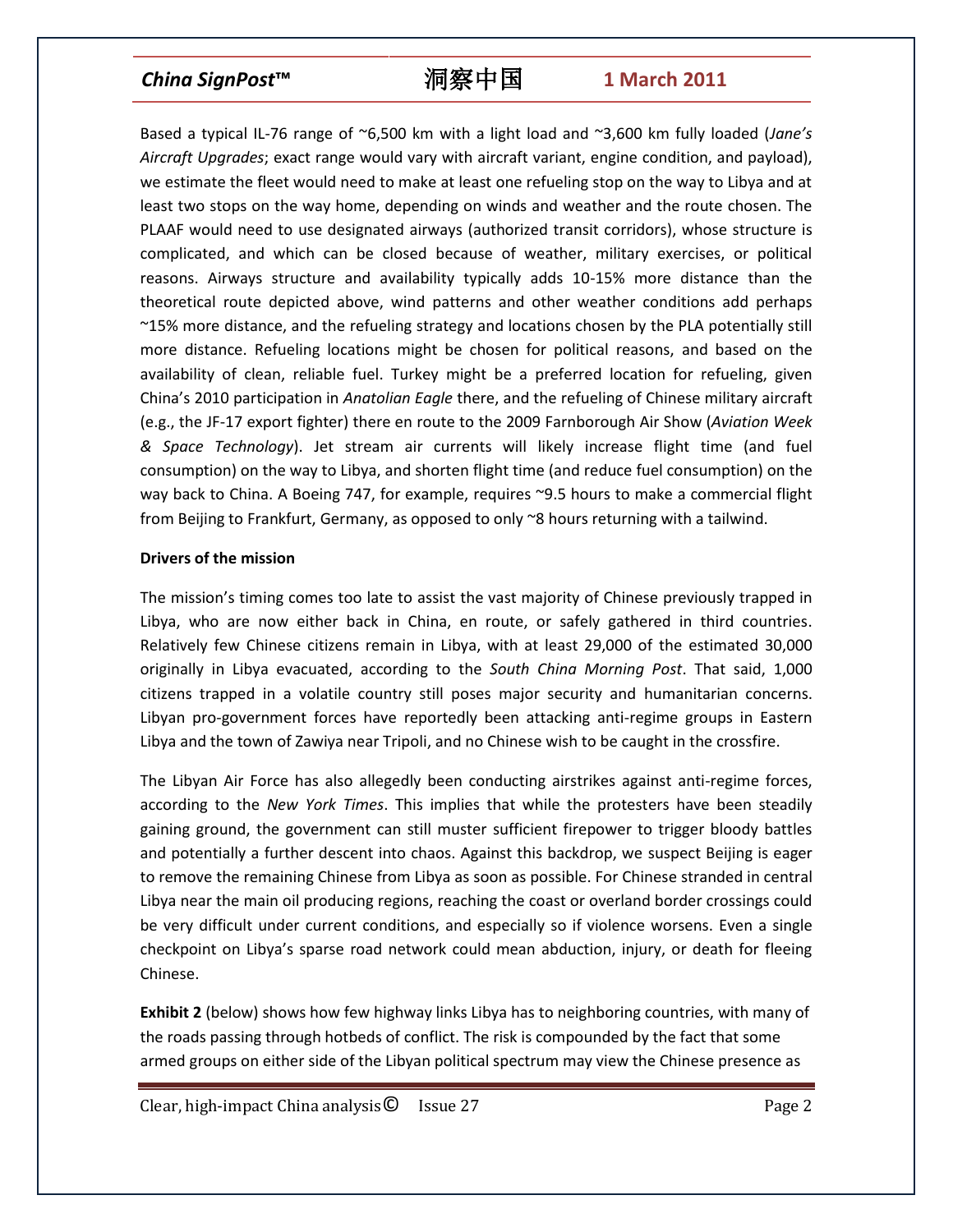Based a typical IL-76 range of ~6,500 km with a light load and ~3,600 km fully loaded (*Jane's Aircraft Upgrades*; exact range would vary with aircraft variant, engine condition, and payload), we estimate the fleet would need to make at least one refueling stop on the way to Libya and at least two stops on the way home, depending on winds and weather and the route chosen. The PLAAF would need to use designated airways (authorized transit corridors), whose structure is complicated, and which can be closed because of weather, military exercises, or political reasons. Airways structure and availability typically adds 10-15% more distance than the theoretical route depicted above, wind patterns and other weather conditions add perhaps ~15% more distance, and the refueling strategy and locations chosen by the PLA potentially still more distance. Refueling locations might be chosen for political reasons, and based on the availability of clean, reliable fuel. Turkey might be a preferred location for refueling, given China's 2010 participation in *Anatolian Eagle* there, and the refueling of Chinese military aircraft (e.g., the JF-17 export fighter) there en route to the 2009 Farnborough Air Show (*Aviation Week & Space Technology*). Jet stream air currents will likely increase flight time (and fuel consumption) on the way to Libya, and shorten flight time (and reduce fuel consumption) on the way back to China. A Boeing 747, for example, requires ~9.5 hours to make a commercial flight from Beijing to Frankfurt, Germany, as opposed to only ~8 hours returning with a tailwind.

**Drivers of the mission**

The mission's timing comes too late to assist the vast majority of Chinese previously trapped in Libya, who are now either back in China, en route, or safely gathered in third countries. Relatively few Chinese citizens remain in Libya, with at least 29,000 of the estimated 30,000 originally in Libya evacuated, according to the *South China Morning Post*. That said, 1,000 citizens trapped in a volatile country still poses major security and humanitarian concerns. Libyan pro-government forces have reportedly been attacking anti-regime groups in Eastern Libya and the town of Zawiya near Tripoli, and no Chinese wish to be caught in the crossfire.

The Libyan Air Force has also allegedly been conducting airstrikes against anti-regime forces, according to the *New York Times*. This implies that while the protesters have been steadily gaining ground, the government can still muster sufficient firepower to trigger bloody battles and potentially a further descent into chaos. Against this backdrop, we suspect Beijing is eager to remove the remaining Chinese from Libya as soon as possible. For Chinese stranded in central Libya near the main oil producing regions, reaching the coast or overland border crossings could be very difficult under current conditions, and especially so if violence worsens. Even a single checkpoint on Libya's sparse road network could mean abduction, injury, or death for fleeing Chinese.

**Exhibit 2** (below) shows how few highway links Libya has to neighboring countries, with many of the roads passing through hotbeds of conflict. The risk is compounded by the fact that some armed groups on either side of the Libyan political spectrum may view the Chinese presence as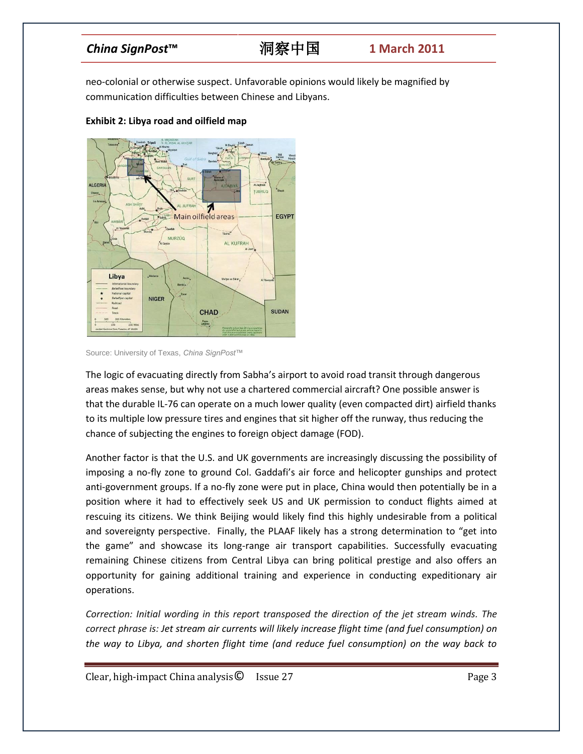neo-colonial or otherwise suspect. Unfavorable opinions would likely be magnified by communication difficulties between Chinese and Libyans.

**Exhibit 2: Libya road and oilfield map**

Source: University of Texas, *China SignPost*™

The logic of evacuating directly from Sabha's airport to avoid road transit through dangerous areas makes sense, but why not use a chartered commercial aircraft? One possible answer is that the durable IL-76 can operate on a much lower quality (even compacted dirt) airfield thanks to its multiple low pressure tires and engines that sit higher off the runway, thus reducing the chance of subjecting the engines to foreign object damage (FOD).

Another factor is that the U.S. and UK governments are increasingly discussing the possibility of imposing a no-fly zone to ground Col. Gaddafi's air force and helicopter gunships and protect anti-government groups. If a no-fly zone were put in place, China would then potentially be in a position where it had to effectively seek US and UK permission to conduct flights aimed at rescuing its citizens. We think Beijing would likely find this highly undesirable from a political and sovereignty perspective. Finally, the PLAAF likely has a strong determination to "get into the game" and showcase its long-range air transport capabilities. Successfully evacuating remaining Chinese citizens from Central Libya can bring political prestige and also offers an opportunity for gaining additional training and experience in conducting expeditionary air operations.

*Correction: Initial wording in this report transposed the direction of the jet stream winds. The correct phrase is: Jet stream air currents will likely increase flight time (and fuel consumption) on the way to Libya, and shorten flight time (and reduce fuel consumption) on the way back to*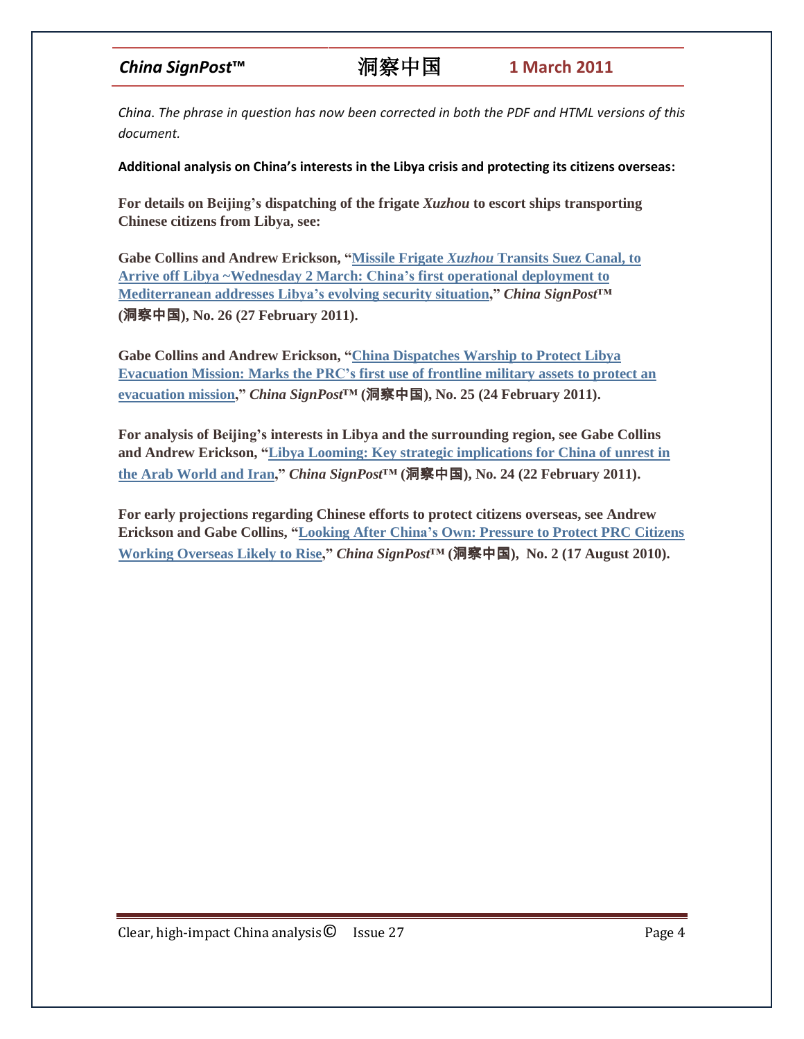*China. The phrase in question has now been corrected in both the PDF and HTML versions of this document.*

**Additional analysis on China's interests in the Libya crisis and protecting its citizens overseas:**

**For details on Beijing's dispatching of the frigate *Xuzhou* to escort ships transporting Chinese citizens from Libya, see:**

**Gabe Collins and Andrew Erickson, "Missile Frigate *Xuzhou* Transits Suez Canal, to Arrive off Libya ~Wednesday 2 March: China's first operational deployment to Mediterranean addresses Libya's evolving security situation," *China SignPost*™ (洞察中国), No. 26 (27 February 2011).**

**Gabe Collins and Andrew Erickson, "China Dispatches Warship to Protect Libya Evacuation Mission: Marks the PRC's first use of frontline military assets to protect an evacuation mission," *China SignPost*™ (洞察中国), No. 25 (24 February 2011).**

**For analysis of Beijing's interests in Libya and the surrounding region, see Gabe Collins and Andrew Erickson, "Libya Looming: Key strategic implications for China of unrest in the Arab World and Iran," *China SignPost*™ (洞察中国), No. 24 (22 February 2011).**

**For early projections regarding Chinese efforts to protect citizens overseas, see Andrew Erickson and Gabe Collins, "Looking After China's Own: Pressure to Protect PRC Citizens Working Overseas Likely to Rise," *China SignPost*™ (洞察中国), No. 2 (17 August 2010).**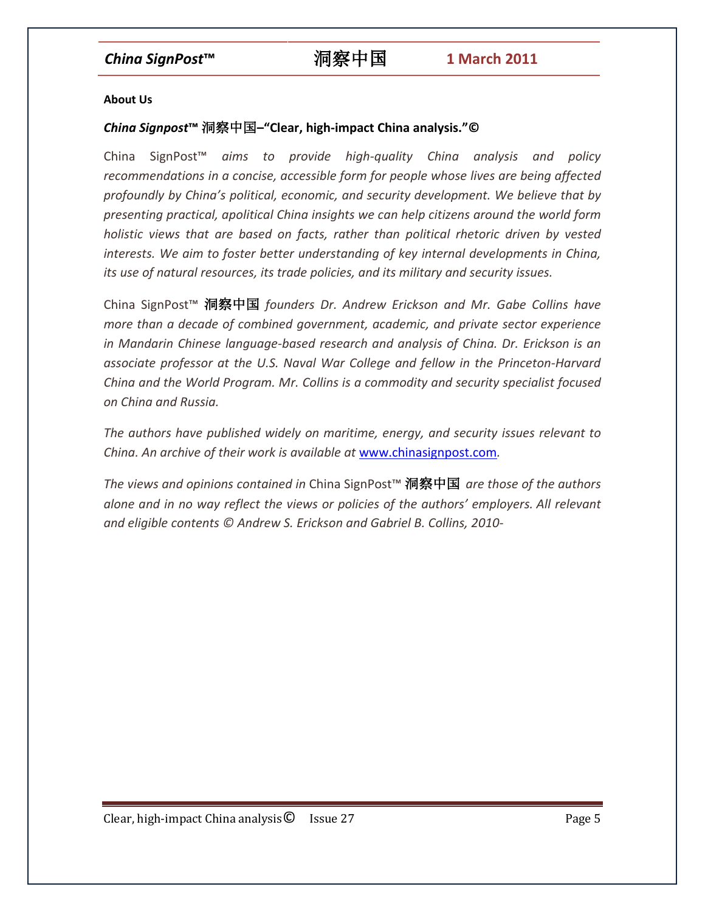**About Us**

***China Signpost*™ 洞察中国–"Clear, high-impact China analysis."©**

China SignPost™ *aims to provide high-quality China analysis and policy recommendations in a concise, accessible form for people whose lives are being affected profoundly by China's political, economic, and security development. We believe that by presenting practical, apolitical China insights we can help citizens around the world form holistic views that are based on facts, rather than political rhetoric driven by vested interests. We aim to foster better understanding of key internal developments in China, its use of natural resources, its trade policies, and its military and security issues.*

China SignPost™ 洞察中国 *founders Dr. Andrew Erickson and Mr. Gabe Collins have more than a decade of combined government, academic, and private sector experience in Mandarin Chinese language-based research and analysis of China. Dr. Erickson is an associate professor at the U.S. Naval War College and fellow in the Princeton-Harvard China and the World Program. Mr. Collins is a commodity and security specialist focused on China and Russia.*

*The authors have published widely on maritime, energy, and security issues relevant to China. An archive of their work is available at* www.chinasignpost.com*.*

*The views and opinions contained in* China SignPost™ 洞察中国 *are those of the authors alone and in no way reflect the views or policies of the authors' employers. All relevant and eligible contents © Andrew S. Erickson and Gabriel B. Collins, 2010-*